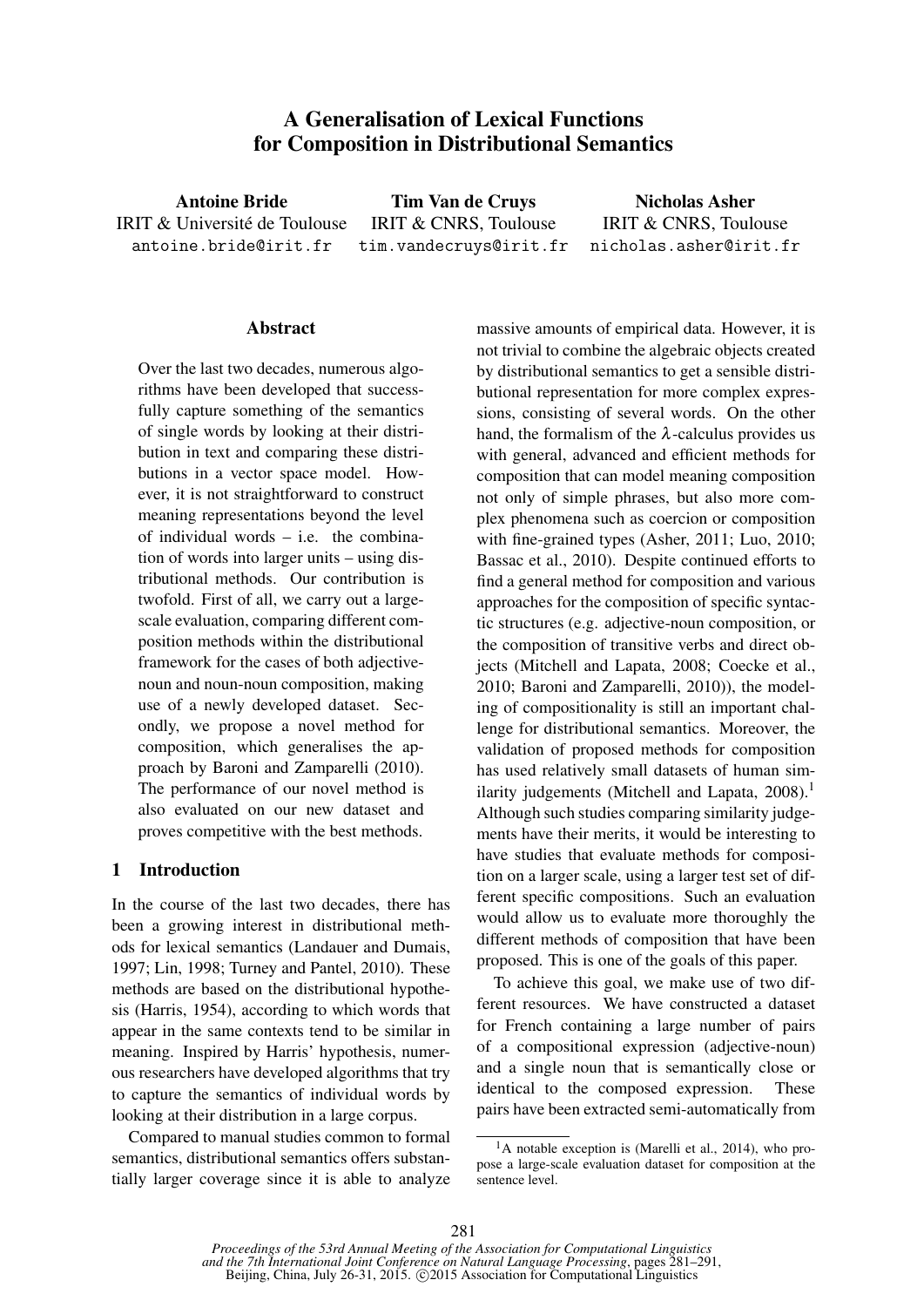# A Generalisation of Lexical Functions for Composition in Distributional Semantics

**Antoine Bride**
IRIT & Université de Toulouse
antoine.bride@irit.fr

**Tim Van de Cruys**
IRIT & CNRS, Toulouse
tim.vandecruys@irit.fr

**Nicholas Asher**
IRIT & CNRS, Toulouse
nicholas.asher@irit.fr

## Abstract

Over the last two decades, numerous algorithms have been developed that successfully capture something of the semantics of single words by looking at their distribution in text and comparing these distributions in a vector space model. However, it is not straightforward to construct meaning representations beyond the level of individual words – i.e. the combination of words into larger units – using distributional methods. Our contribution is twofold. First of all, we carry out a large-scale evaluation, comparing different composition methods within the distributional framework for the cases of both adjective-noun and noun-noun composition, making use of a newly developed dataset. Secondly, we propose a novel method for composition, which generalises the approach by Baroni and Zamparelli (2010). The performance of our novel method is also evaluated on our new dataset and proves competitive with the best methods.

## 1 Introduction

In the course of the last two decades, there has been a growing interest in distributional methods for lexical semantics (Landauer and Dumais, 1997; Lin, 1998; Turney and Pantel, 2010). These methods are based on the distributional hypothesis (Harris, 1954), according to which words that appear in the same contexts tend to be similar in meaning. Inspired by Harris' hypothesis, numerous researchers have developed algorithms that try to capture the semantics of individual words by looking at their distribution in a large corpus.

Compared to manual studies common to formal semantics, distributional semantics offers substantially larger coverage since it is able to analyze massive amounts of empirical data. However, it is not trivial to combine the algebraic objects created by distributional semantics to get a sensible distributional representation for more complex expressions, consisting of several words. On the other hand, the formalism of the $\lambda$-calculus provides us with general, advanced and efficient methods for composition that can model meaning composition not only of simple phrases, but also more complex phenomena such as coercion or composition with fine-grained types (Asher, 2011; Luo, 2010; Bassac et al., 2010). Despite continued efforts to find a general method for composition and various approaches for the composition of specific syntactic structures (e.g. adjective-noun composition, or the composition of transitive verbs and direct objects (Mitchell and Lapata, 2008; Coecke et al., 2010; Baroni and Zamparelli, 2010)), the modeling of compositionality is still an important challenge for distributional semantics. Moreover, the validation of proposed methods for composition has used relatively small datasets of human similarity judgements (Mitchell and Lapata, 2008).[1] Although such studies comparing similarity judgements have their merits, it would be interesting to have studies that evaluate methods for composition on a larger scale, using a larger test set of different specific compositions. Such an evaluation would allow us to evaluate more thoroughly the different methods of composition that have been proposed. This is one of the goals of this paper.

To achieve this goal, we make use of two different resources. We have constructed a dataset for French containing a large number of pairs of a compositional expression (adjective-noun) and a single noun that is semantically close or identical to the composed expression. These pairs have been extracted semi-automatically from

[1] A notable exception is (Marelli et al., 2014), who propose a large-scale evaluation dataset for composition at the sentence level.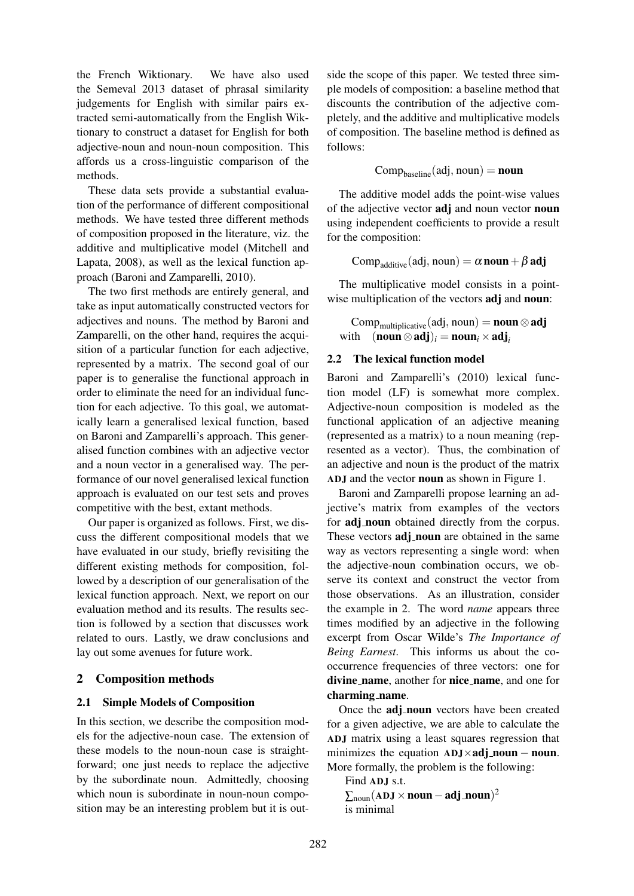the French Wiktionary. We have also used the Semeval 2013 dataset of phrasal similarity judgements for English with similar pairs extracted semi-automatically from the English Wiktionary to construct a dataset for English for both adjective-noun and noun-noun composition. This affords us a cross-linguistic comparison of the methods.

These data sets provide a substantial evaluation of the performance of different compositional methods. We have tested three different methods of composition proposed in the literature, viz. the additive and multiplicative model (Mitchell and Lapata, 2008), as well as the lexical function approach (Baroni and Zamparelli, 2010).

The two first methods are entirely general, and take as input automatically constructed vectors for adjectives and nouns. The method by Baroni and Zamparelli, on the other hand, requires the acquisition of a particular function for each adjective, represented by a matrix. The second goal of our paper is to generalise the functional approach in order to eliminate the need for an individual function for each adjective. To this goal, we automatically learn a generalised lexical function, based on Baroni and Zamparelli's approach. This generalised function combines with an adjective vector and a noun vector in a generalised way. The performance of our novel generalised lexical function approach is evaluated on our test sets and proves competitive with the best, extant methods.

Our paper is organized as follows. First, we discuss the different compositional models that we have evaluated in our study, briefly revisiting the different existing methods for composition, followed by a description of our generalisation of the lexical function approach. Next, we report on our evaluation method and its results. The results section is followed by a section that discusses work related to ours. Lastly, we draw conclusions and lay out some avenues for future work.

## 2 Composition methods

### 2.1 Simple Models of Composition

In this section, we describe the composition models for the adjective-noun case. The extension of these models to the noun-noun case is straightforward; one just needs to replace the adjective by the subordinate noun. Admittedly, choosing which noun is subordinate in noun-noun composition may be an interesting problem but it is outside the scope of this paper. We tested three simple models of composition: a baseline method that discounts the contribution of the adjective completely, and the additive and multiplicative models of composition. The baseline method is defined as follows:

$$\text{Comp}_{\text{baseline}}(\text{adj}, \text{noun}) = \mathbf{noun}$$

The additive model adds the point-wise values of the adjective vector **adj** and noun vector **noun** using independent coefficients to provide a result for the composition:

$$\text{Comp}_{\text{additive}}(\text{adj}, \text{noun}) = \alpha\, \mathbf{noun} + \beta\, \mathbf{adj}$$

The multiplicative model consists in a point-wise multiplication of the vectors **adj** and **noun**:

$$\text{Comp}_{\text{multiplicative}}(\text{adj}, \text{noun}) = \mathbf{noun} \otimes \mathbf{adj}$$
$$\text{with} \quad (\mathbf{noun} \otimes \mathbf{adj})_i = \mathbf{noun}_i \times \mathbf{adj}_i$$

### 2.2 The lexical function model

Baroni and Zamparelli's (2010) lexical function model (LF) is somewhat more complex. Adjective-noun composition is modeled as the functional application of an adjective meaning (represented as a matrix) to a noun meaning (represented as a vector). Thus, the combination of an adjective and noun is the product of the matrix **ADJ** and the vector **noun** as shown in Figure 1.

Baroni and Zamparelli propose learning an adjective's matrix from examples of the vectors for **adj_noun** obtained directly from the corpus. These vectors **adj_noun** are obtained in the same way as vectors representing a single word: when the adjective-noun combination occurs, we observe its context and construct the vector from those observations. As an illustration, consider the example in 2. The word *name* appears three times modified by an adjective in the following excerpt from Oscar Wilde's *The Importance of Being Earnest*. This informs us about the co-occurrence frequencies of three vectors: one for **divine_name**, another for **nice_name**, and one for **charming_name**.

Once the **adj_noun** vectors have been created for a given adjective, we are able to calculate the **ADJ** matrix using a least squares regression that minimizes the equation $\mathbf{ADJ} \times \mathbf{adj\_noun} - \mathbf{noun}$. More formally, the problem is the following:

Find **ADJ** s.t.
$$\sum_{\text{noun}} (\mathbf{ADJ} \times \mathbf{noun} - \mathbf{adj\_noun})^2$$
is minimal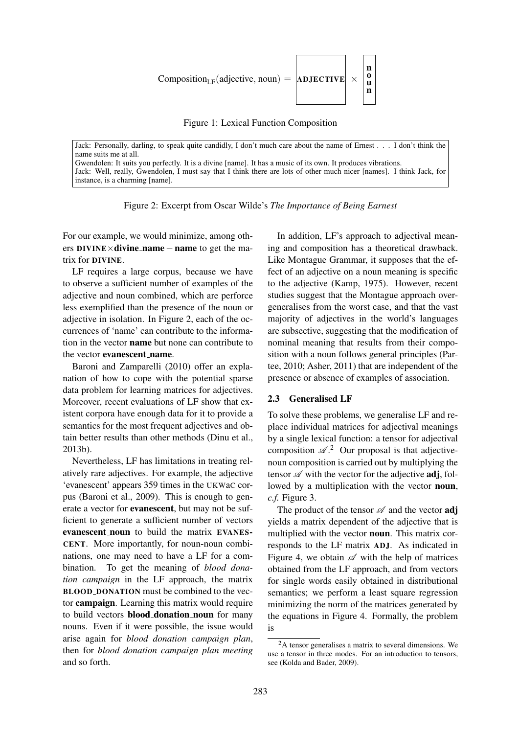$$\text{Composition}_{\text{LF}}(\text{adjective, noun}) = \boxed{\textbf{ADJECTIVE}} \times \boxed{\begin{matrix}\textbf{n}\\\textbf{o}\\\textbf{u}\\\textbf{n}\end{matrix}}$$

Figure 1: Lexical Function Composition

Jack: Personally, darling, to speak quite candidly, I don't much care about the name of Ernest . . . I don't think the name suits me at all.
Gwendolen: It suits you perfectly. It is a divine [name]. It has a music of its own. It produces vibrations.
Jack: Well, really, Gwendolen, I must say that I think there are lots of other much nicer [names]. I think Jack, for instance, is a charming [name].

Figure 2: Excerpt from Oscar Wilde's *The Importance of Being Earnest*

For our example, we would minimize, among others **DIVINE**×**divine_name** – **name** to get the matrix for **DIVINE**.

LF requires a large corpus, because we have to observe a sufficient number of examples of the adjective and noun combined, which are perforce less exemplified than the presence of the noun or adjective in isolation. In Figure 2, each of the occurrences of 'name' can contribute to the information in the vector **name** but none can contribute to the vector **evanescent_name**.

Baroni and Zamparelli (2010) offer an explanation of how to cope with the potential sparse data problem for learning matrices for adjectives. Moreover, recent evaluations of LF show that existent corpora have enough data for it to provide a semantics for the most frequent adjectives and obtain better results than other methods (Dinu et al., 2013b).

Nevertheless, LF has limitations in treating relatively rare adjectives. For example, the adjective 'evanescent' appears 359 times in the UKWaC corpus (Baroni et al., 2009). This is enough to generate a vector for **evanescent**, but may not be sufficient to generate a sufficient number of vectors **evanescent_noun** to build the matrix **EVANESCENT**. More importantly, for noun-noun combinations, one may need to have a LF for a combination. To get the meaning of *blood donation campaign* in the LF approach, the matrix **BLOOD_DONATION** must be combined to the vector **campaign**. Learning this matrix would require to build vectors **blood_donation_noun** for many nouns. Even if it were possible, the issue would arise again for *blood donation campaign plan*, then for *blood donation campaign plan meeting* and so forth.

In addition, LF's approach to adjectival meaning and composition has a theoretical drawback. Like Montague Grammar, it supposes that the effect of an adjective on a noun meaning is specific to the adjective (Kamp, 1975). However, recent studies suggest that the Montague approach overgeneralises from the worst case, and that the vast majority of adjectives in the world's languages are subsective, suggesting that the modification of nominal meaning that results from their composition with a noun follows general principles (Partee, 2010; Asher, 2011) that are independent of the presence or absence of examples of association.

### 2.3 Generalised LF

To solve these problems, we generalise LF and replace individual matrices for adjectival meanings by a single lexical function: a tensor for adjectival composition $\mathscr{A}$.[2] Our proposal is that adjective-noun composition is carried out by multiplying the tensor $\mathscr{A}$ with the vector for the adjective **adj**, followed by a multiplication with the vector **noun**, *c.f.* Figure 3.

The product of the tensor $\mathscr{A}$ and the vector **adj** yields a matrix dependent of the adjective that is multiplied with the vector **noun**. This matrix corresponds to the LF matrix **ADJ**. As indicated in Figure 4, we obtain $\mathscr{A}$ with the help of matrices obtained from the LF approach, and from vectors for single words easily obtained in distributional semantics; we perform a least square regression minimizing the norm of the matrices generated by the equations in Figure 4. Formally, the problem is

[2] A tensor generalises a matrix to several dimensions. We use a tensor in three modes. For an introduction to tensors, see (Kolda and Bader, 2009).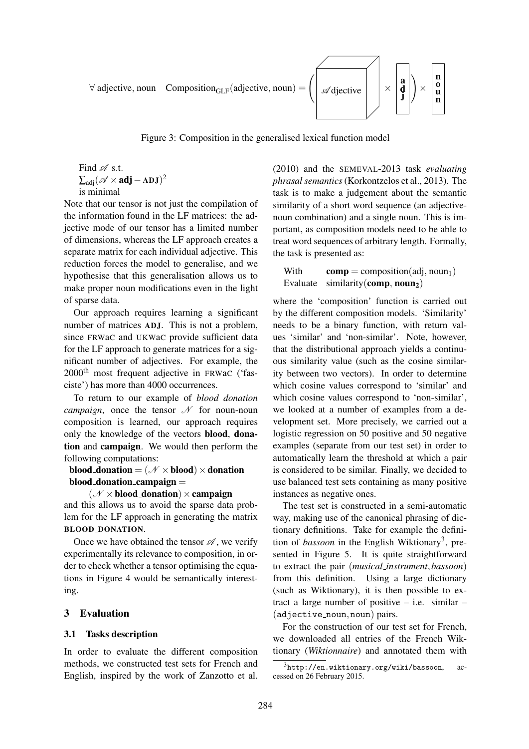$$\forall \text{ adjective, noun} \quad \text{Composition}_{\text{GLF}}(\text{adjective, noun}) = \left( \mathscr{A}\text{djective} \times \textbf{adj} \right) \times \textbf{noun}$$

Figure 3: Composition in the generalised lexical function model

Find $\mathscr{A}$ s.t.
$\sum_{\text{adj}}(\mathscr{A} \times \textbf{adj} - \textbf{ADJ})^2$
is minimal

Note that our tensor is not just the compilation of the information found in the LF matrices: the adjective mode of our tensor has a limited number of dimensions, whereas the LF approach creates a separate matrix for each individual adjective. This reduction forces the model to generalise, and we hypothesise that this generalisation allows us to make proper noun modifications even in the light of sparse data.

Our approach requires learning a significant number of matrices **ADJ**. This is not a problem, since FRWaC and UKWaC provide sufficient data for the LF approach to generate matrices for a significant number of adjectives. For example, the 2000th most frequent adjective in FRWaC ('fasciste') has more than 4000 occurrences.

To return to our example of *blood donation campaign*, once the tensor $\mathscr{N}$ for noun-noun composition is learned, our approach requires only the knowledge of the vectors **blood**, **donation** and **campaign**. We would then perform the following computations:

$\textbf{blood\_donation} = (\mathscr{N} \times \textbf{blood}) \times \textbf{donation}$
$\textbf{blood\_donation\_campaign} =$
$\quad (\mathscr{N} \times \textbf{blood\_donation}) \times \textbf{campaign}$

and this allows us to avoid the sparse data problem for the LF approach in generating the matrix **BLOOD_DONATION**.

Once we have obtained the tensor $\mathscr{A}$, we verify experimentally its relevance to composition, in order to check whether a tensor optimising the equations in Figure 4 would be semantically interesting.

## 3 Evaluation

### 3.1 Tasks description

In order to evaluate the different composition methods, we constructed test sets for French and English, inspired by the work of Zanzotto et al. (2010) and the SEMEVAL-2013 task *evaluating phrasal semantics* (Korkontzelos et al., 2013). The task is to make a judgement about the semantic similarity of a short word sequence (an adjective-noun combination) and a single noun. This is important, as composition models need to be able to treat word sequences of arbitrary length. Formally, the task is presented as:

With $\quad \textbf{comp} = \text{composition}(\text{adj}, \text{noun}_1)$
Evaluate $\quad \text{similarity}(\textbf{comp}, \textbf{noun}_2)$

where the 'composition' function is carried out by the different composition models. 'Similarity' needs to be a binary function, with return values 'similar' and 'non-similar'. Note, however, that the distributional approach yields a continuous similarity value (such as the cosine similarity between two vectors). In order to determine which cosine values correspond to 'similar' and which cosine values correspond to 'non-similar', we looked at a number of examples from a development set. More precisely, we carried out a logistic regression on 50 positive and 50 negative examples (separate from our test set) in order to automatically learn the threshold at which a pair is considered to be similar. Finally, we decided to use balanced test sets containing as many positive instances as negative ones.

The test set is constructed in a semi-automatic way, making use of the canonical phrasing of dictionary definitions. Take for example the definition of *bassoon* in the English Wiktionary[3], presented in Figure 5. It is quite straightforward to extract the pair (*musical_instrument*, *bassoon*) from this definition. Using a large dictionary (such as Wiktionary), it is then possible to extract a large number of positive – i.e. similar – (adjective_noun, noun) pairs.

For the construction of our test set for French, we downloaded all entries of the French Wiktionary (*Wiktionnaire*) and annotated them with

[3] http://en.wiktionary.org/wiki/bassoon, accessed on 26 February 2015.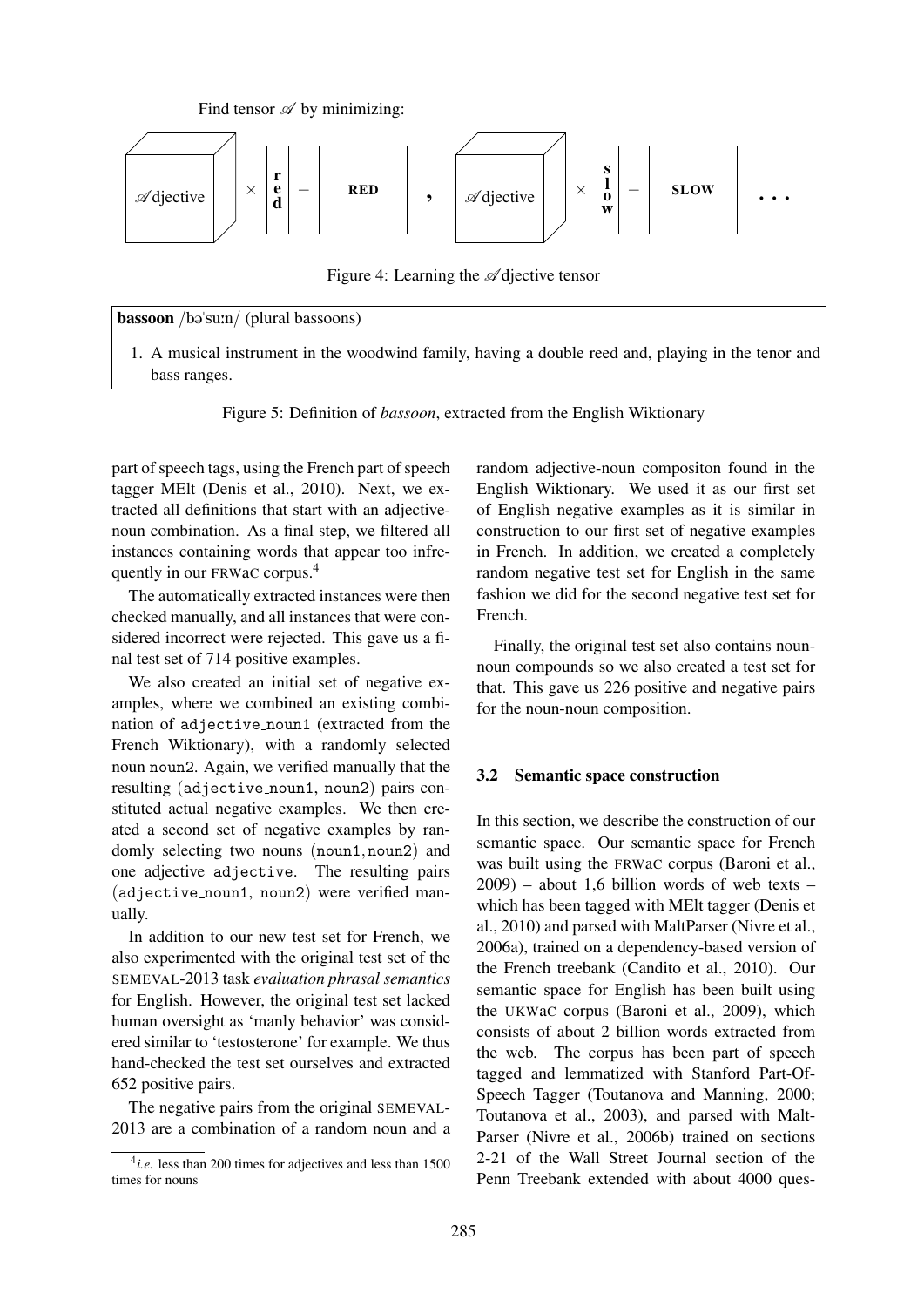Find tensor $\mathscr{A}$ by minimizing:

$\mathscr{A}$djective × red − **RED** , $\mathscr{A}$djective × slow − **SLOW** . . .

Figure 4: Learning the $\mathscr{A}$djective tensor

**bassoon** /bəˈsuːn/ (plural bassoons)

1. A musical instrument in the woodwind family, having a double reed and, playing in the tenor and bass ranges.

Figure 5: Definition of *bassoon*, extracted from the English Wiktionary

part of speech tags, using the French part of speech tagger MElt (Denis et al., 2010). Next, we extracted all definitions that start with an adjective-noun combination. As a final step, we filtered all instances containing words that appear too infrequently in our FRWaC corpus.[4]

The automatically extracted instances were then checked manually, and all instances that were considered incorrect were rejected. This gave us a final test set of 714 positive examples.

We also created an initial set of negative examples, where we combined an existing combination of `adjective_noun1` (extracted from the French Wiktionary), with a randomly selected noun `noun2`. Again, we verified manually that the resulting (`adjective_noun1`, `noun2`) pairs constituted actual negative examples. We then created a second set of negative examples by randomly selecting two nouns (`noun1`,`noun2`) and one adjective `adjective`. The resulting pairs (`adjective_noun1`, `noun2`) were verified manually.

In addition to our new test set for French, we also experimented with the original test set of the SEMEVAL-2013 task *evaluation phrasal semantics* for English. However, the original test set lacked human oversight as 'manly behavior' was considered similar to 'testosterone' for example. We thus hand-checked the test set ourselves and extracted 652 positive pairs.

The negative pairs from the original SEMEVAL-2013 are a combination of a random noun and a random adjective-noun compositon found in the English Wiktionary. We used it as our first set of English negative examples as it is similar in construction to our first set of negative examples in French. In addition, we created a completely random negative test set for English in the same fashion we did for the second negative test set for French.

Finally, the original test set also contains noun-noun compounds so we also created a test set for that. This gave us 226 positive and negative pairs for the noun-noun composition.

[4] *i.e.* less than 200 times for adjectives and less than 1500 times for nouns

### 3.2 Semantic space construction

In this section, we describe the construction of our semantic space. Our semantic space for French was built using the FRWaC corpus (Baroni et al., 2009) – about 1,6 billion words of web texts – which has been tagged with MElt tagger (Denis et al., 2010) and parsed with MaltParser (Nivre et al., 2006a), trained on a dependency-based version of the French treebank (Candito et al., 2010). Our semantic space for English has been built using the UKWaC corpus (Baroni et al., 2009), which consists of about 2 billion words extracted from the web. The corpus has been part of speech tagged and lemmatized with Stanford Part-Of-Speech Tagger (Toutanova and Manning, 2000; Toutanova et al., 2003), and parsed with MaltParser (Nivre et al., 2006b) trained on sections 2-21 of the Wall Street Journal section of the Penn Treebank extended with about 4000 ques-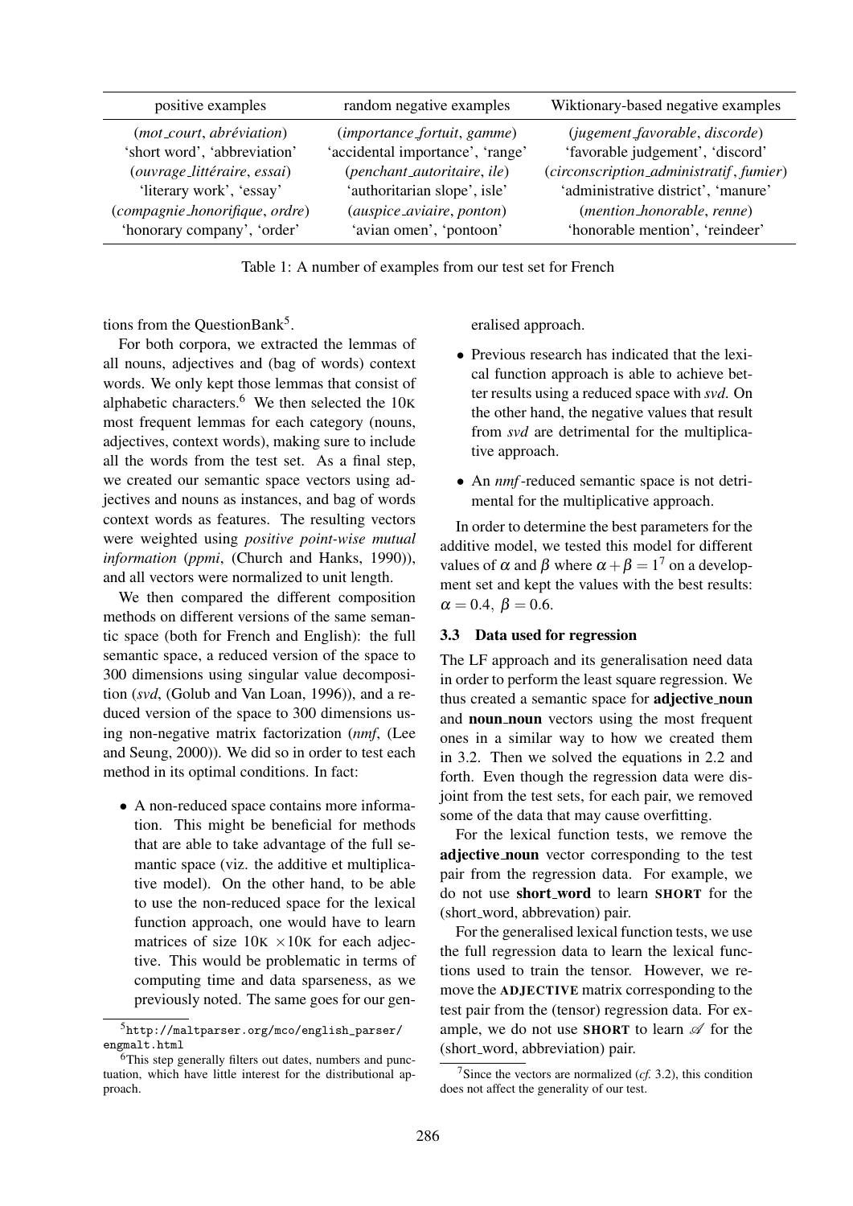| positive examples | random negative examples | Wiktionary-based negative examples |
|---|---|---|
| (*mot_court*, *abréviation*) | (*importance_fortuit*, *gamme*) | (*jugement_favorable*, *discorde*) |
| 'short word', 'abbreviation' | 'accidental importance', 'range' | 'favorable judgement', 'discord' |
| (*ouvrage_littéraire*, *essai*) | (*penchant_autoritaire*, *ile*) | (*circonscription_administratif*, *fumier*) |
| 'literary work', 'essay' | 'authoritarian slope', 'isle' | 'administrative district', 'manure' |
| (*compagnie_honorifique*, *ordre*) | (*auspice_aviaire*, *ponton*) | (*mention_honorable*, *renne*) |
| 'honorary company', 'order' | 'avian omen', 'pontoon' | 'honorable mention', 'reindeer' |

Table 1: A number of examples from our test set for French

tions from the QuestionBank[5].

For both corpora, we extracted the lemmas of all nouns, adjectives and (bag of words) context words. We only kept those lemmas that consist of alphabetic characters.[6] We then selected the 10K most frequent lemmas for each category (nouns, adjectives, context words), making sure to include all the words from the test set. As a final step, we created our semantic space vectors using adjectives and nouns as instances, and bag of words context words as features. The resulting vectors were weighted using *positive point-wise mutual information* (*ppmi*, (Church and Hanks, 1990)), and all vectors were normalized to unit length.

We then compared the different composition methods on different versions of the same semantic space (both for French and English): the full semantic space, a reduced version of the space to 300 dimensions using singular value decomposition (*svd*, (Golub and Van Loan, 1996)), and a reduced version of the space to 300 dimensions using non-negative matrix factorization (*nmf*, (Lee and Seung, 2000)). We did so in order to test each method in its optimal conditions. In fact:

- A non-reduced space contains more information. This might be beneficial for methods that are able to take advantage of the full semantic space (viz. the additive et multiplicative model). On the other hand, to be able to use the non-reduced space for the lexical function approach, one would have to learn matrices of size 10K $\times$10K for each adjective. This would be problematic in terms of computing time and data sparseness, as we previously noted. The same goes for our generalised approach.
- Previous research has indicated that the lexical function approach is able to achieve better results using a reduced space with *svd*. On the other hand, the negative values that result from *svd* are detrimental for the multiplicative approach.
- An *nmf*-reduced semantic space is not detrimental for the multiplicative approach.

In order to determine the best parameters for the additive model, we tested this model for different values of $\alpha$ and $\beta$ where $\alpha + \beta = 1$[7] on a development set and kept the values with the best results: $\alpha = 0.4,\ \beta = 0.6$.

### 3.3 Data used for regression

The LF approach and its generalisation need data in order to perform the least square regression. We thus created a semantic space for **adjective_noun** and **noun_noun** vectors using the most frequent ones in a similar way to how we created them in 3.2. Then we solved the equations in 2.2 and forth. Even though the regression data were disjoint from the test sets, for each pair, we removed some of the data that may cause overfitting.

For the lexical function tests, we remove the **adjective_noun** vector corresponding to the test pair from the regression data. For example, we do not use **short_word** to learn **SHORT** for the (short_word, abbrevation) pair.

For the generalised lexical function tests, we use the full regression data to learn the lexical functions used to train the tensor. However, we remove the **ADJECTIVE** matrix corresponding to the test pair from the (tensor) regression data. For example, we do not use **SHORT** to learn $\mathscr{A}$ for the (short_word, abbreviation) pair.

[5] http://maltparser.org/mco/english_parser/engmalt.html

[6] This step generally filters out dates, numbers and punctuation, which have little interest for the distributional approach.

[7] Since the vectors are normalized (*cf.* 3.2), this condition does not affect the generality of our test.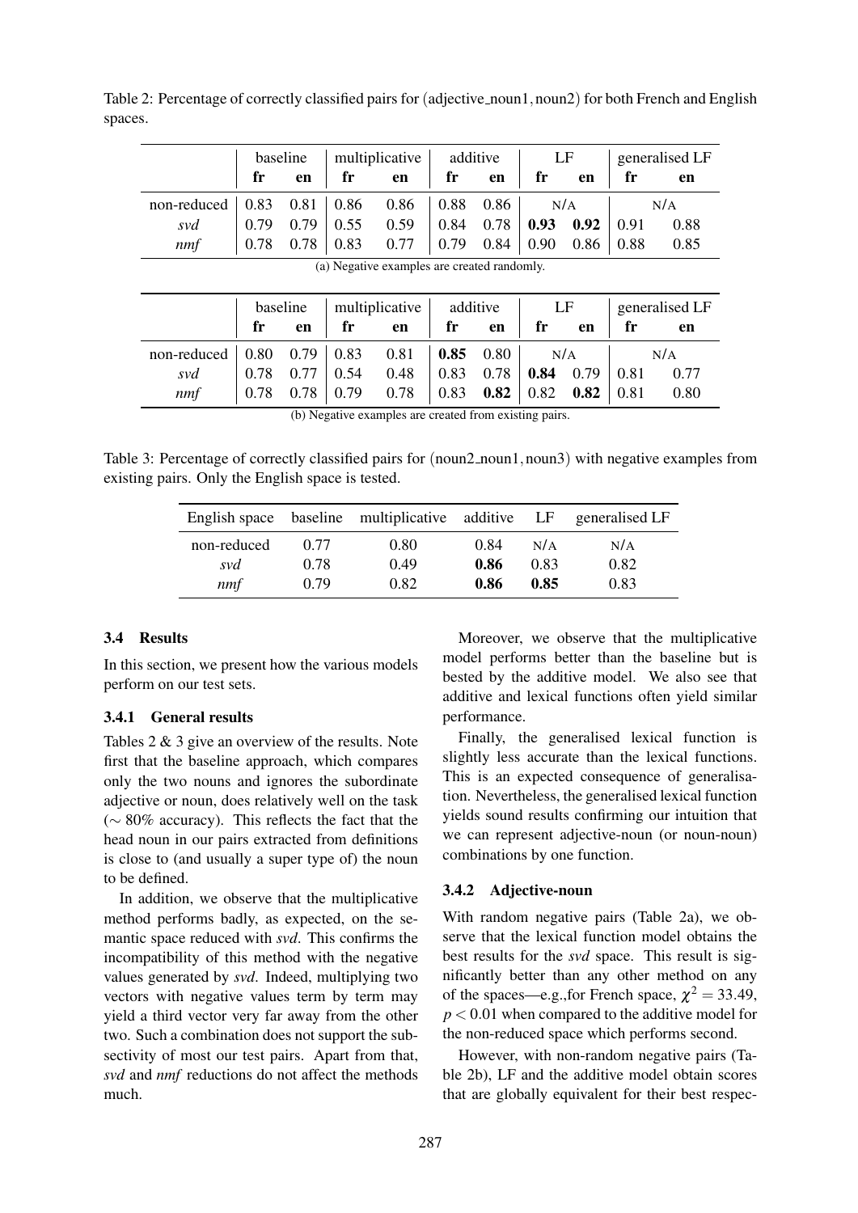Table 2: Percentage of correctly classified pairs for (adjective_noun1, noun2) for both French and English spaces.

| | baseline | | multiplicative | | additive | | LF | | generalised LF | |
|---|---|---|---|---|---|---|---|---|---|---|
| | **fr** | **en** | **fr** | **en** | **fr** | **en** | **fr** | **en** | **fr** | **en** |
| non-reduced | 0.83 | 0.81 | 0.86 | 0.86 | 0.88 | 0.86 | N/A | | N/A | |
| *svd* | 0.79 | 0.79 | 0.55 | 0.59 | 0.84 | 0.78 | **0.93** | **0.92** | 0.91 | 0.88 |
| *nmf* | 0.78 | 0.78 | 0.83 | 0.77 | 0.79 | 0.84 | 0.90 | 0.86 | 0.88 | 0.85 |

(a) Negative examples are created randomly.

| | baseline | | multiplicative | | additive | | LF | | generalised LF | |
|---|---|---|---|---|---|---|---|---|---|---|
| | **fr** | **en** | **fr** | **en** | **fr** | **en** | **fr** | **en** | **fr** | **en** |
| non-reduced | 0.80 | 0.79 | 0.83 | 0.81 | **0.85** | 0.80 | N/A | | N/A | |
| *svd* | 0.78 | 0.77 | 0.54 | 0.48 | 0.83 | 0.78 | **0.84** | 0.79 | 0.81 | 0.77 |
| *nmf* | 0.78 | 0.78 | 0.79 | 0.78 | 0.83 | **0.82** | 0.82 | **0.82** | 0.81 | 0.80 |

(b) Negative examples are created from existing pairs.

Table 3: Percentage of correctly classified pairs for (noun2_noun1, noun3) with negative examples from existing pairs. Only the English space is tested.

| English space | baseline | multiplicative | additive | LF | generalised LF |
|---|---|---|---|---|---|
| non-reduced | 0.77 | 0.80 | 0.84 | N/A | N/A |
| *svd* | 0.78 | 0.49 | **0.86** | 0.83 | 0.82 |
| *nmf* | 0.79 | 0.82 | **0.86** | **0.85** | 0.83 |

### 3.4 Results

In this section, we present how the various models perform on our test sets.

#### 3.4.1 General results

Tables 2 & 3 give an overview of the results. Note first that the baseline approach, which compares only the two nouns and ignores the subordinate adjective or noun, does relatively well on the task ($\sim 80\%$ accuracy). This reflects the fact that the head noun in our pairs extracted from definitions is close to (and usually a super type of) the noun to be defined.

In addition, we observe that the multiplicative method performs badly, as expected, on the semantic space reduced with *svd*. This confirms the incompatibility of this method with the negative values generated by *svd*. Indeed, multiplying two vectors with negative values term by term may yield a third vector very far away from the other two. Such a combination does not support the subsectivity of most our test pairs. Apart from that, *svd* and *nmf* reductions do not affect the methods much.

Moreover, we observe that the multiplicative model performs better than the baseline but is bested by the additive model. We also see that additive and lexical functions often yield similar performance.

Finally, the generalised lexical function is slightly less accurate than the lexical functions. This is an expected consequence of generalisation. Nevertheless, the generalised lexical function yields sound results confirming our intuition that we can represent adjective-noun (or noun-noun) combinations by one function.

#### 3.4.2 Adjective-noun

With random negative pairs (Table 2a), we observe that the lexical function model obtains the best results for the *svd* space. This result is significantly better than any other method on any of the spaces—e.g.,for French space, $\chi^2 = 33.49$, $p < 0.01$ when compared to the additive model for the non-reduced space which performs second.

However, with non-random negative pairs (Table 2b), LF and the additive model obtain scores that are globally equivalent for their best respec-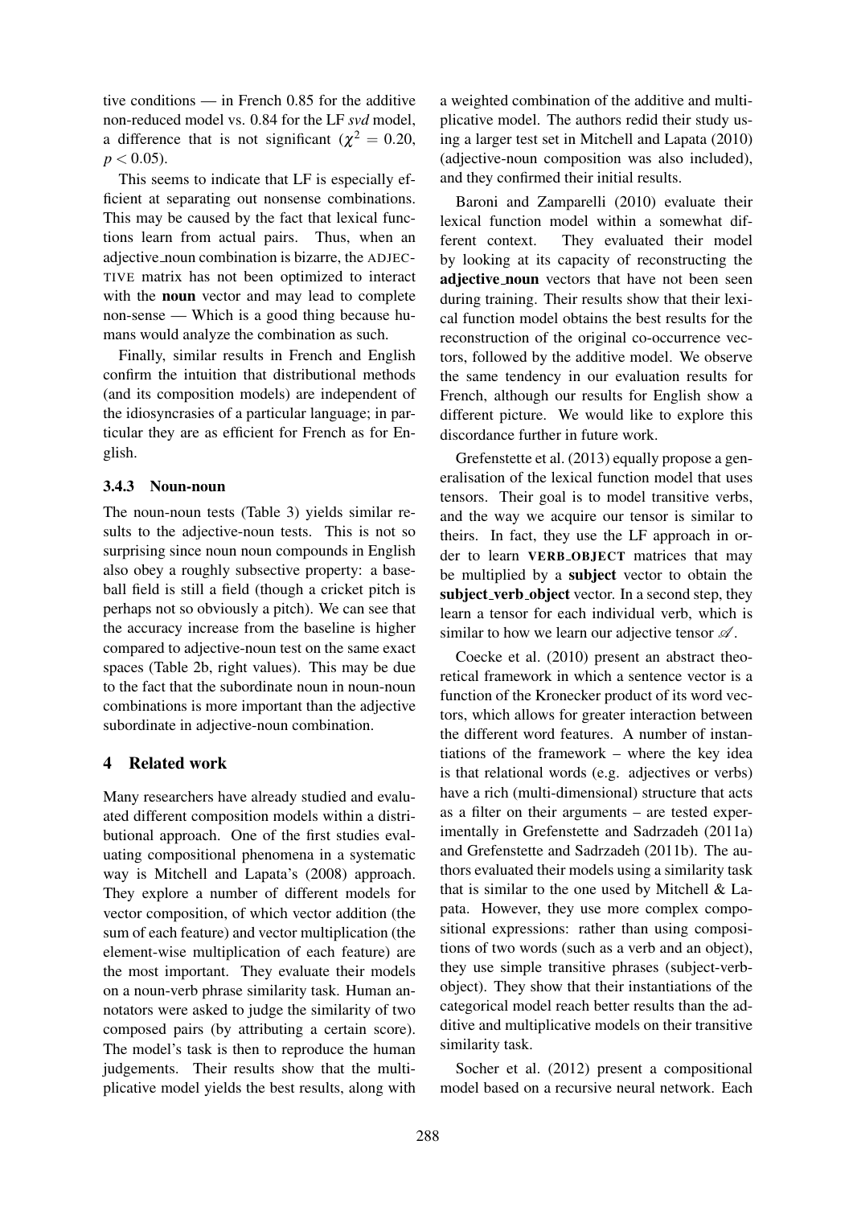tive conditions — in French 0.85 for the additive non-reduced model vs. 0.84 for the LF *svd* model, a difference that is not significant ($\chi^2 = 0.20$, $p < 0.05$).

This seems to indicate that LF is especially efficient at separating out nonsense combinations. This may be caused by the fact that lexical functions learn from actual pairs. Thus, when an adjective_noun combination is bizarre, the ADJECTIVE matrix has not been optimized to interact with the **noun** vector and may lead to complete non-sense — Which is a good thing because humans would analyze the combination as such.

Finally, similar results in French and English confirm the intuition that distributional methods (and its composition models) are independent of the idiosyncrasies of a particular language; in particular they are as efficient for French as for English.

### 3.4.3 Noun-noun

The noun-noun tests (Table 3) yields similar results to the adjective-noun tests. This is not so surprising since noun noun compounds in English also obey a roughly subsective property: a baseball field is still a field (though a cricket pitch is perhaps not so obviously a pitch). We can see that the accuracy increase from the baseline is higher compared to adjective-noun test on the same exact spaces (Table 2b, right values). This may be due to the fact that the subordinate noun in noun-noun combinations is more important than the adjective subordinate in adjective-noun combination.

## 4 Related work

Many researchers have already studied and evaluated different composition models within a distributional approach. One of the first studies evaluating compositional phenomena in a systematic way is Mitchell and Lapata's (2008) approach. They explore a number of different models for vector composition, of which vector addition (the sum of each feature) and vector multiplication (the element-wise multiplication of each feature) are the most important. They evaluate their models on a noun-verb phrase similarity task. Human annotators were asked to judge the similarity of two composed pairs (by attributing a certain score). The model's task is then to reproduce the human judgements. Their results show that the multiplicative model yields the best results, along with a weighted combination of the additive and multiplicative model. The authors redid their study using a larger test set in Mitchell and Lapata (2010) (adjective-noun composition was also included), and they confirmed their initial results.

Baroni and Zamparelli (2010) evaluate their lexical function model within a somewhat different context. They evaluated their model by looking at its capacity of reconstructing the **adjective_noun** vectors that have not been seen during training. Their results show that their lexical function model obtains the best results for the reconstruction of the original co-occurrence vectors, followed by the additive model. We observe the same tendency in our evaluation results for French, although our results for English show a different picture. We would like to explore this discordance further in future work.

Grefenstette et al. (2013) equally propose a generalisation of the lexical function model that uses tensors. Their goal is to model transitive verbs, and the way we acquire our tensor is similar to theirs. In fact, they use the LF approach in order to learn **VERB_OBJECT** matrices that may be multiplied by a **subject** vector to obtain the **subject_verb_object** vector. In a second step, they learn a tensor for each individual verb, which is similar to how we learn our adjective tensor $\mathscr{A}$.

Coecke et al. (2010) present an abstract theoretical framework in which a sentence vector is a function of the Kronecker product of its word vectors, which allows for greater interaction between the different word features. A number of instantiations of the framework – where the key idea is that relational words (e.g. adjectives or verbs) have a rich (multi-dimensional) structure that acts as a filter on their arguments – are tested experimentally in Grefenstette and Sadrzadeh (2011a) and Grefenstette and Sadrzadeh (2011b). The authors evaluated their models using a similarity task that is similar to the one used by Mitchell & Lapata. However, they use more complex compositional expressions: rather than using compositions of two words (such as a verb and an object), they use simple transitive phrases (subject-verb-object). They show that their instantiations of the categorical model reach better results than the additive and multiplicative models on their transitive similarity task.

Socher et al. (2012) present a compositional model based on a recursive neural network. Each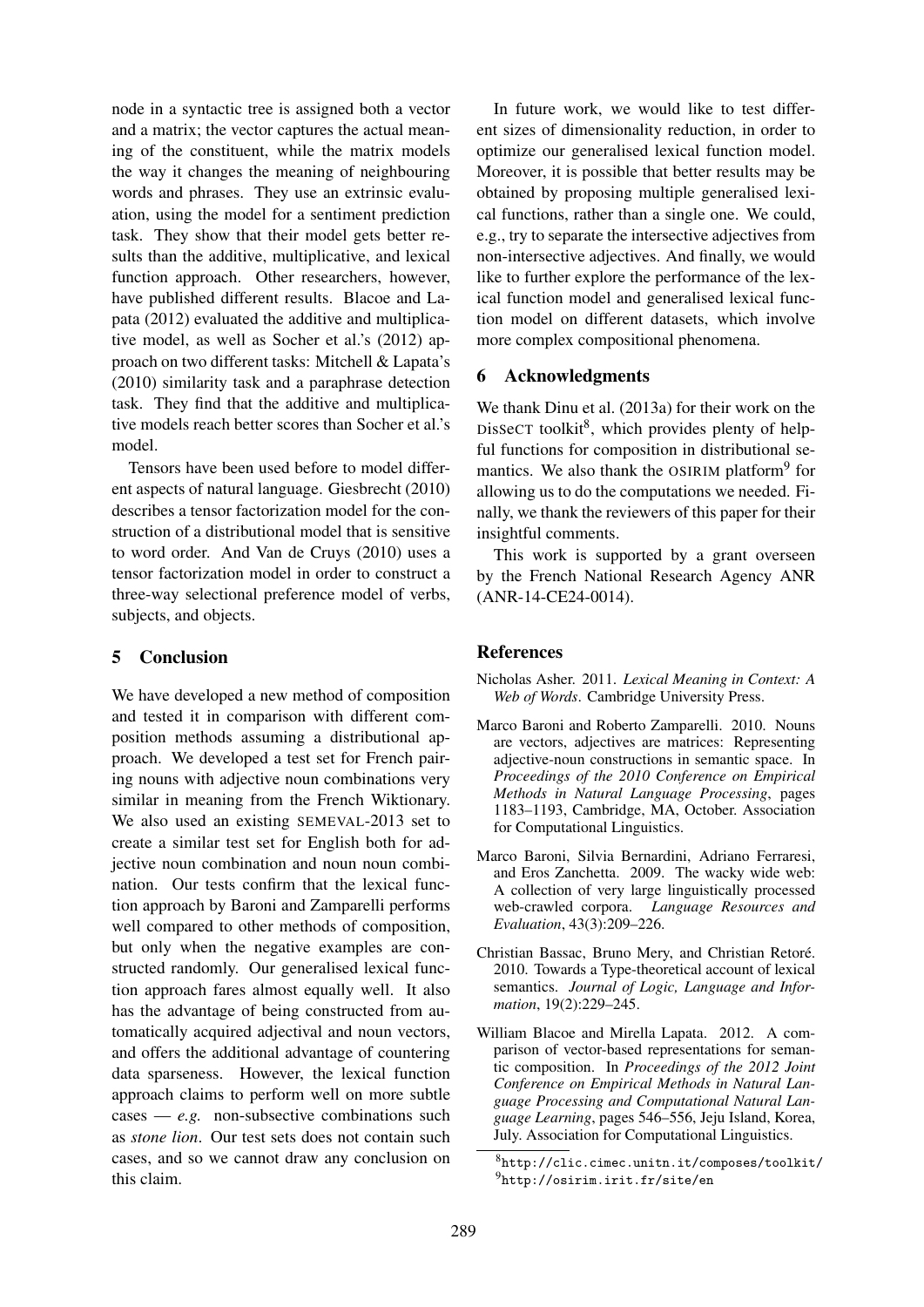node in a syntactic tree is assigned both a vector and a matrix; the vector captures the actual meaning of the constituent, while the matrix models the way it changes the meaning of neighbouring words and phrases. They use an extrinsic evaluation, using the model for a sentiment prediction task. They show that their model gets better results than the additive, multiplicative, and lexical function approach. Other researchers, however, have published different results. Blacoe and Lapata (2012) evaluated the additive and multiplicative model, as well as Socher et al.'s (2012) approach on two different tasks: Mitchell & Lapata's (2010) similarity task and a paraphrase detection task. They find that the additive and multiplicative models reach better scores than Socher et al.'s model.

Tensors have been used before to model different aspects of natural language. Giesbrecht (2010) describes a tensor factorization model for the construction of a distributional model that is sensitive to word order. And Van de Cruys (2010) uses a tensor factorization model in order to construct a three-way selectional preference model of verbs, subjects, and objects.

## 5 Conclusion

We have developed a new method of composition and tested it in comparison with different composition methods assuming a distributional approach. We developed a test set for French pairing nouns with adjective noun combinations very similar in meaning from the French Wiktionary. We also used an existing SEMEVAL-2013 set to create a similar test set for English both for adjective noun combination and noun noun combination. Our tests confirm that the lexical function approach by Baroni and Zamparelli performs well compared to other methods of composition, but only when the negative examples are constructed randomly. Our generalised lexical function approach fares almost equally well. It also has the advantage of being constructed from automatically acquired adjectival and noun vectors, and offers the additional advantage of countering data sparseness. However, the lexical function approach claims to perform well on more subtle cases — *e.g.* non-subsective combinations such as *stone lion*. Our test sets does not contain such cases, and so we cannot draw any conclusion on this claim.

In future work, we would like to test different sizes of dimensionality reduction, in order to optimize our generalised lexical function model. Moreover, it is possible that better results may be obtained by proposing multiple generalised lexical functions, rather than a single one. We could, e.g., try to separate the intersective adjectives from non-intersective adjectives. And finally, we would like to further explore the performance of the lexical function model and generalised lexical function model on different datasets, which involve more complex compositional phenomena.

## 6 Acknowledgments

We thank Dinu et al. (2013a) for their work on the DISSECT toolkit[8], which provides plenty of helpful functions for composition in distributional semantics. We also thank the OSIRIM platform[9] for allowing us to do the computations we needed. Finally, we thank the reviewers of this paper for their insightful comments.

This work is supported by a grant overseen by the French National Research Agency ANR (ANR-14-CE24-0014).

## References

Nicholas Asher. 2011. *Lexical Meaning in Context: A Web of Words*. Cambridge University Press.

Marco Baroni and Roberto Zamparelli. 2010. Nouns are vectors, adjectives are matrices: Representing adjective-noun constructions in semantic space. In *Proceedings of the 2010 Conference on Empirical Methods in Natural Language Processing*, pages 1183–1193, Cambridge, MA, October. Association for Computational Linguistics.

Marco Baroni, Silvia Bernardini, Adriano Ferraresi, and Eros Zanchetta. 2009. The wacky wide web: A collection of very large linguistically processed web-crawled corpora. *Language Resources and Evaluation*, 43(3):209–226.

Christian Bassac, Bruno Mery, and Christian Retoré. 2010. Towards a Type-theoretical account of lexical semantics. *Journal of Logic, Language and Information*, 19(2):229–245.

William Blacoe and Mirella Lapata. 2012. A comparison of vector-based representations for semantic composition. In *Proceedings of the 2012 Joint Conference on Empirical Methods in Natural Language Processing and Computational Natural Language Learning*, pages 546–556, Jeju Island, Korea, July. Association for Computational Linguistics.

[8] http://clic.cimec.unitn.it/composes/toolkit/

[9] http://osirim.irit.fr/site/en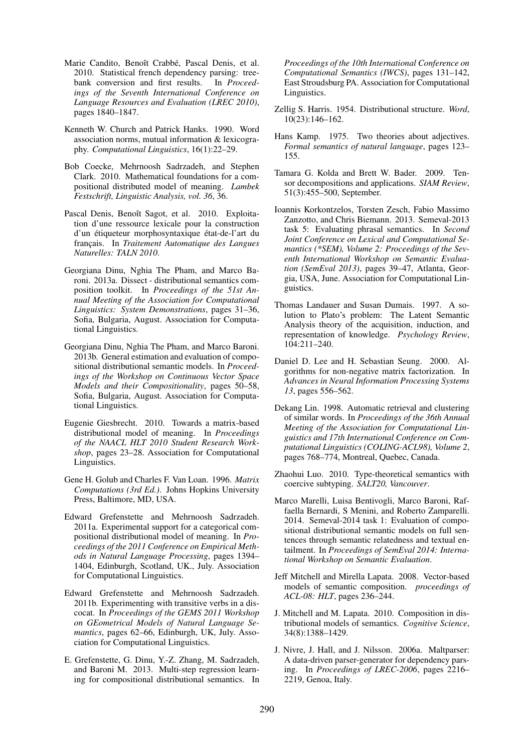Marie Candito, Benoît Crabbé, Pascal Denis, et al. 2010. Statistical french dependency parsing: treebank conversion and first results. In *Proceedings of the Seventh International Conference on Language Resources and Evaluation (LREC 2010)*, pages 1840–1847.

Kenneth W. Church and Patrick Hanks. 1990. Word association norms, mutual information & lexicography. *Computational Linguistics*, 16(1):22–29.

Bob Coecke, Mehrnoosh Sadrzadeh, and Stephen Clark. 2010. Mathematical foundations for a compositional distributed model of meaning. *Lambek Festschrift, Linguistic Analysis, vol. 36*, 36.

Pascal Denis, Benoît Sagot, et al. 2010. Exploitation d'une ressource lexicale pour la construction d'un étiqueteur morphosyntaxique état-de-l'art du français. In *Traitement Automatique des Langues Naturelles: TALN 2010*.

Georgiana Dinu, Nghia The Pham, and Marco Baroni. 2013a. Dissect - distributional semantics composition toolkit. In *Proceedings of the 51st Annual Meeting of the Association for Computational Linguistics: System Demonstrations*, pages 31–36, Sofia, Bulgaria, August. Association for Computational Linguistics.

Georgiana Dinu, Nghia The Pham, and Marco Baroni. 2013b. General estimation and evaluation of compositional distributional semantic models. In *Proceedings of the Workshop on Continuous Vector Space Models and their Compositionality*, pages 50–58, Sofia, Bulgaria, August. Association for Computational Linguistics.

Eugenie Giesbrecht. 2010. Towards a matrix-based distributional model of meaning. In *Proceedings of the NAACL HLT 2010 Student Research Workshop*, pages 23–28. Association for Computational Linguistics.

Gene H. Golub and Charles F. Van Loan. 1996. *Matrix Computations (3rd Ed.)*. Johns Hopkins University Press, Baltimore, MD, USA.

Edward Grefenstette and Mehrnoosh Sadrzadeh. 2011a. Experimental support for a categorical compositional distributional model of meaning. In *Proceedings of the 2011 Conference on Empirical Methods in Natural Language Processing*, pages 1394–1404, Edinburgh, Scotland, UK., July. Association for Computational Linguistics.

Edward Grefenstette and Mehrnoosh Sadrzadeh. 2011b. Experimenting with transitive verbs in a discocat. In *Proceedings of the GEMS 2011 Workshop on GEometrical Models of Natural Language Semantics*, pages 62–66, Edinburgh, UK, July. Association for Computational Linguistics.

E. Grefenstette, G. Dinu, Y.-Z. Zhang, M. Sadrzadeh, and Baroni M. 2013. Multi-step regression learning for compositional distributional semantics. In *Proceedings of the 10th International Conference on Computational Semantics (IWCS)*, pages 131–142, East Stroudsburg PA. Association for Computational Linguistics.

Zellig S. Harris. 1954. Distributional structure. *Word*, 10(23):146–162.

Hans Kamp. 1975. Two theories about adjectives. *Formal semantics of natural language*, pages 123–155.

Tamara G. Kolda and Brett W. Bader. 2009. Tensor decompositions and applications. *SIAM Review*, 51(3):455–500, September.

Ioannis Korkontzelos, Torsten Zesch, Fabio Massimo Zanzotto, and Chris Biemann. 2013. Semeval-2013 task 5: Evaluating phrasal semantics. In *Second Joint Conference on Lexical and Computational Semantics (*SEM), Volume 2: Proceedings of the Seventh International Workshop on Semantic Evaluation (SemEval 2013)*, pages 39–47, Atlanta, Georgia, USA, June. Association for Computational Linguistics.

Thomas Landauer and Susan Dumais. 1997. A solution to Plato's problem: The Latent Semantic Analysis theory of the acquisition, induction, and representation of knowledge. *Psychology Review*, 104:211–240.

Daniel D. Lee and H. Sebastian Seung. 2000. Algorithms for non-negative matrix factorization. In *Advances in Neural Information Processing Systems 13*, pages 556–562.

Dekang Lin. 1998. Automatic retrieval and clustering of similar words. In *Proceedings of the 36th Annual Meeting of the Association for Computational Linguistics and 17th International Conference on Computational Linguistics (COLING-ACL98), Volume 2*, pages 768–774, Montreal, Quebec, Canada.

Zhaohui Luo. 2010. Type-theoretical semantics with coercive subtyping. *SALT20, Vancouver*.

Marco Marelli, Luisa Bentivogli, Marco Baroni, Raffaella Bernardi, S Menini, and Roberto Zamparelli. 2014. Semeval-2014 task 1: Evaluation of compositional distributional semantic models on full sentences through semantic relatedness and textual entailment. In *Proceedings of SemEval 2014: International Workshop on Semantic Evaluation*.

Jeff Mitchell and Mirella Lapata. 2008. Vector-based models of semantic composition. *proceedings of ACL-08: HLT*, pages 236–244.

J. Mitchell and M. Lapata. 2010. Composition in distributional models of semantics. *Cognitive Science*, 34(8):1388–1429.

J. Nivre, J. Hall, and J. Nilsson. 2006a. Maltparser: A data-driven parser-generator for dependency parsing. In *Proceedings of LREC-2006*, pages 2216–2219, Genoa, Italy.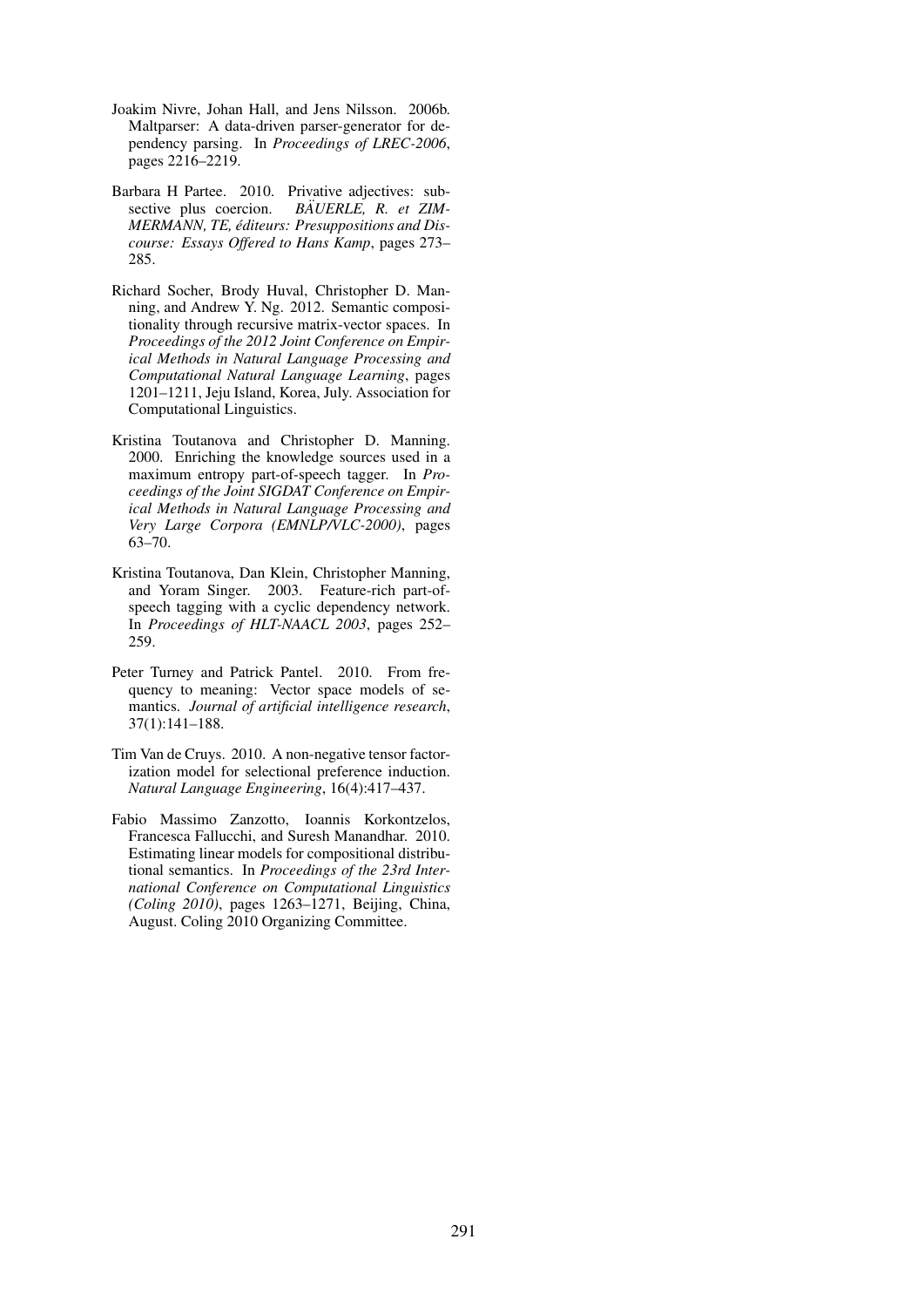Joakim Nivre, Johan Hall, and Jens Nilsson. 2006b. Maltparser: A data-driven parser-generator for dependency parsing. In *Proceedings of LREC-2006*, pages 2216–2219.

Barbara H Partee. 2010. Privative adjectives: subsective plus coercion. *BÄUERLE, R. et ZIMMERMANN, TE, éditeurs: Presuppositions and Discourse: Essays Offered to Hans Kamp*, pages 273–285.

Richard Socher, Brody Huval, Christopher D. Manning, and Andrew Y. Ng. 2012. Semantic compositionality through recursive matrix-vector spaces. In *Proceedings of the 2012 Joint Conference on Empirical Methods in Natural Language Processing and Computational Natural Language Learning*, pages 1201–1211, Jeju Island, Korea, July. Association for Computational Linguistics.

Kristina Toutanova and Christopher D. Manning. 2000. Enriching the knowledge sources used in a maximum entropy part-of-speech tagger. In *Proceedings of the Joint SIGDAT Conference on Empirical Methods in Natural Language Processing and Very Large Corpora (EMNLP/VLC-2000)*, pages 63–70.

Kristina Toutanova, Dan Klein, Christopher Manning, and Yoram Singer. 2003. Feature-rich part-of-speech tagging with a cyclic dependency network. In *Proceedings of HLT-NAACL 2003*, pages 252–259.

Peter Turney and Patrick Pantel. 2010. From frequency to meaning: Vector space models of semantics. *Journal of artificial intelligence research*, 37(1):141–188.

Tim Van de Cruys. 2010. A non-negative tensor factorization model for selectional preference induction. *Natural Language Engineering*, 16(4):417–437.

Fabio Massimo Zanzotto, Ioannis Korkontzelos, Francesca Fallucchi, and Suresh Manandhar. 2010. Estimating linear models for compositional distributional semantics. In *Proceedings of the 23rd International Conference on Computational Linguistics (Coling 2010)*, pages 1263–1271, Beijing, China, August. Coling 2010 Organizing Committee.